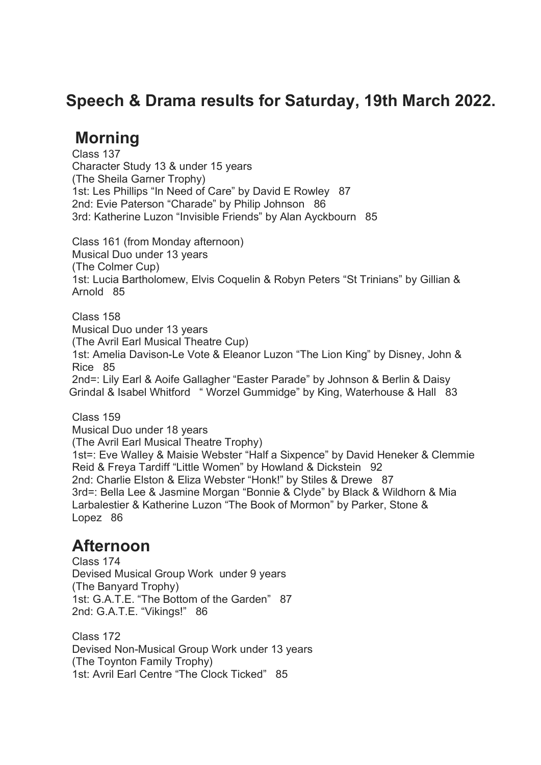# Speech & Drama results for Saturday, 19th March 2022.

## Morning

Class 137
Character Study 13 & under 15 years
(The Sheila Garner Trophy)
1st: Les Phillips “In Need of Care” by David E Rowley 87
2nd: Evie Paterson “Charade” by Philip Johnson 86
3rd: Katherine Luzon “Invisible Friends” by Alan Ayckbourn 85

Class 161 (from Monday afternoon)
Musical Duo under 13 years
(The Colmer Cup)
1st: Lucia Bartholomew, Elvis Coquelin & Robyn Peters “St Trinians” by Gillian & Arnold 85

Class 158
Musical Duo under 13 years
(The Avril Earl Musical Theatre Cup)
1st: Amelia Davison-Le Vote & Eleanor Luzon “The Lion King” by Disney, John & Rice 85
2nd=: Lily Earl & Aoife Gallagher “Easter Parade” by Johnson & Berlin & Daisy Grindal & Isabel Whitford “ Worzel Gummidge” by King, Waterhouse & Hall 83

Class 159
Musical Duo under 18 years
(The Avril Earl Musical Theatre Trophy)
1st=: Eve Walley & Maisie Webster “Half a Sixpence” by David Heneker & Clemmie Reid & Freya Tardiff “Little Women” by Howland & Dickstein 92
2nd: Charlie Elston & Eliza Webster “Honk!” by Stiles & Drewe 87
3rd=: Bella Lee & Jasmine Morgan “Bonnie & Clyde” by Black & Wildhorn & Mia Larbalestier & Katherine Luzon “The Book of Mormon” by Parker, Stone & Lopez 86

## Afternoon

Class 174
Devised Musical Group Work under 9 years
(The Banyard Trophy)
1st: G.A.T.E. “The Bottom of the Garden” 87
2nd: G.A.T.E. “Vikings!” 86

Class 172
Devised Non-Musical Group Work under 13 years
(The Toynton Family Trophy)
1st: Avril Earl Centre “The Clock Ticked” 85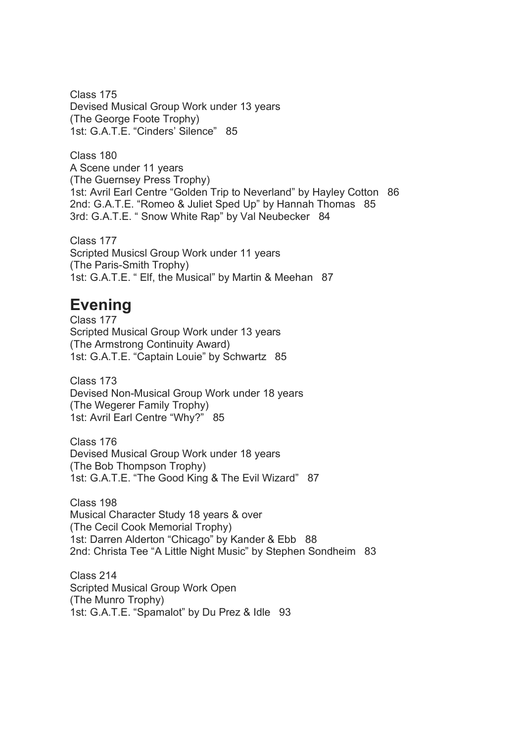Class 175
Devised Musical Group Work under 13 years
(The George Foote Trophy)
1st: G.A.T.E. “Cinders’ Silence” 85

Class 180
A Scene under 11 years
(The Guernsey Press Trophy)
1st: Avril Earl Centre “Golden Trip to Neverland” by Hayley Cotton 86
2nd: G.A.T.E. “Romeo & Juliet Sped Up” by Hannah Thomas 85
3rd: G.A.T.E. “ Snow White Rap” by Val Neubecker 84

Class 177
Scripted Musicsl Group Work under 11 years
(The Paris-Smith Trophy)
1st: G.A.T.E. “ Elf, the Musical” by Martin & Meehan 87

## Evening

Class 177
Scripted Musical Group Work under 13 years
(The Armstrong Continuity Award)
1st: G.A.T.E. “Captain Louie” by Schwartz 85

Class 173
Devised Non-Musical Group Work under 18 years
(The Wegerer Family Trophy)
1st: Avril Earl Centre “Why?” 85

Class 176
Devised Musical Group Work under 18 years
(The Bob Thompson Trophy)
1st: G.A.T.E. “The Good King & The Evil Wizard” 87

Class 198
Musical Character Study 18 years & over
(The Cecil Cook Memorial Trophy)
1st: Darren Alderton “Chicago” by Kander & Ebb 88
2nd: Christa Tee “A Little Night Music” by Stephen Sondheim 83

Class 214
Scripted Musical Group Work Open
(The Munro Trophy)
1st: G.A.T.E. “Spamalot” by Du Prez & Idle 93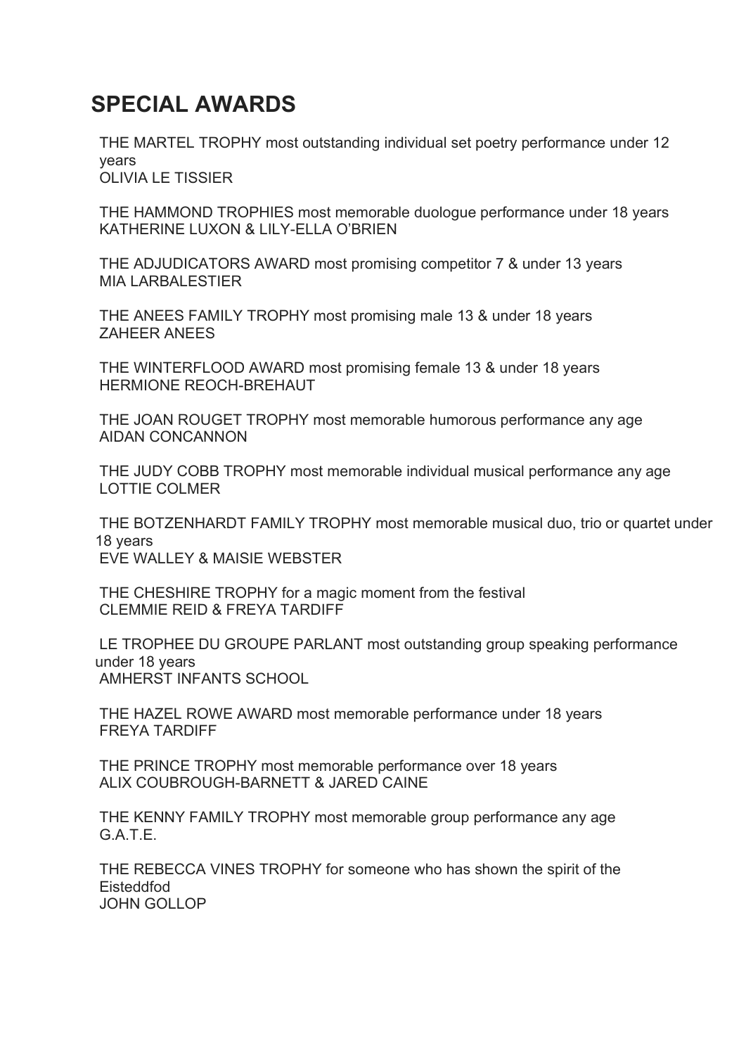## SPECIAL AWARDS

THE MARTEL TROPHY most outstanding individual set poetry performance under 12 years
OLIVIA LE TISSIER

THE HAMMOND TROPHIES most memorable duologue performance under 18 years
KATHERINE LUXON & LILY-ELLA O'BRIEN

THE ADJUDICATORS AWARD most promising competitor 7 & under 13 years
MIA LARBALESTIER

THE ANEES FAMILY TROPHY most promising male 13 & under 18 years
ZAHEER ANEES

THE WINTERFLOOD AWARD most promising female 13 & under 18 years
HERMIONE REOCH-BREHAUT

THE JOAN ROUGET TROPHY most memorable humorous performance any age
AIDAN CONCANNON

THE JUDY COBB TROPHY most memorable individual musical performance any age
LOTTIE COLMER

THE BOTZENHARDT FAMILY TROPHY most memorable musical duo, trio or quartet under 18 years
EVE WALLEY & MAISIE WEBSTER

THE CHESHIRE TROPHY for a magic moment from the festival
CLEMMIE REID & FREYA TARDIFF

LE TROPHEE DU GROUPE PARLANT most outstanding group speaking performance under 18 years
AMHERST INFANTS SCHOOL

THE HAZEL ROWE AWARD most memorable performance under 18 years
FREYA TARDIFF

THE PRINCE TROPHY most memorable performance over 18 years
ALIX COUBROUGH-BARNETT & JARED CAINE

THE KENNY FAMILY TROPHY most memorable group performance any age
G.A.T.E.

THE REBECCA VINES TROPHY for someone who has shown the spirit of the Eisteddfod
JOHN GOLLOP